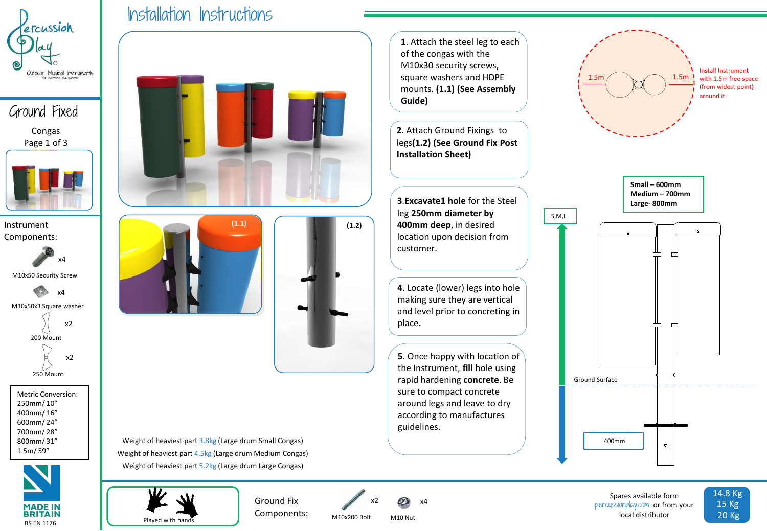# Installation Instructions

## Ground Fixed

Congas

Page 1 of 3

### Instrument Components:

- M10x50 Security Screw x4
- M10x50x3 Square washer x4
- 200 Mount x2
- 250 Mount x2

Metric Conversion:
250mm/ 10"
400mm/ 16"
600mm/ 24"
700mm/ 28"
800mm/ 31"
1.5m/ 59"

MADE IN BRITAIN

BS EN 1176

(1.1)

(1.2)

1. Attach the steel leg to each of the congas with the M10x30 security screws, square washers and HDPE mounts. **(1.1) (See Assembly Guide)**

2. Attach Ground Fixings to legs**(1.2) (See Ground Fix Post Installation Sheet)**

3. **Excavate1 hole** for the Steel leg **250mm diameter by 400mm deep**, in desired location upon decision from customer.

4. Locate (lower) legs into hole making sure they are vertical and level prior to concreting in place**.**

5. Once happy with location of the Instrument, **fill** hole using rapid hardening **concrete**. Be sure to compact concrete around legs and leave to dry according to manufactures guidelines.

1.5m 1.5m

Install Instrument with 1.5m free space (from widest point) around it.

Small – 600mm
Medium – 700mm
Large- 800mm

S,M,L

Ground Surface

400mm

Weight of heaviest part 3.8kg (Large drum Small Congas)
Weight of heaviest part 4.5kg (Large drum Medium Congas)
Weight of heaviest part 5.2kg (Large drum Large Congas)

Played with hands

### Ground Fix Components:

- M10x200 Bolt x2
- M10 Nut x4

Spares available form percussionplay.com or from your local distributor

14.8 Kg
15 Kg
20 Kg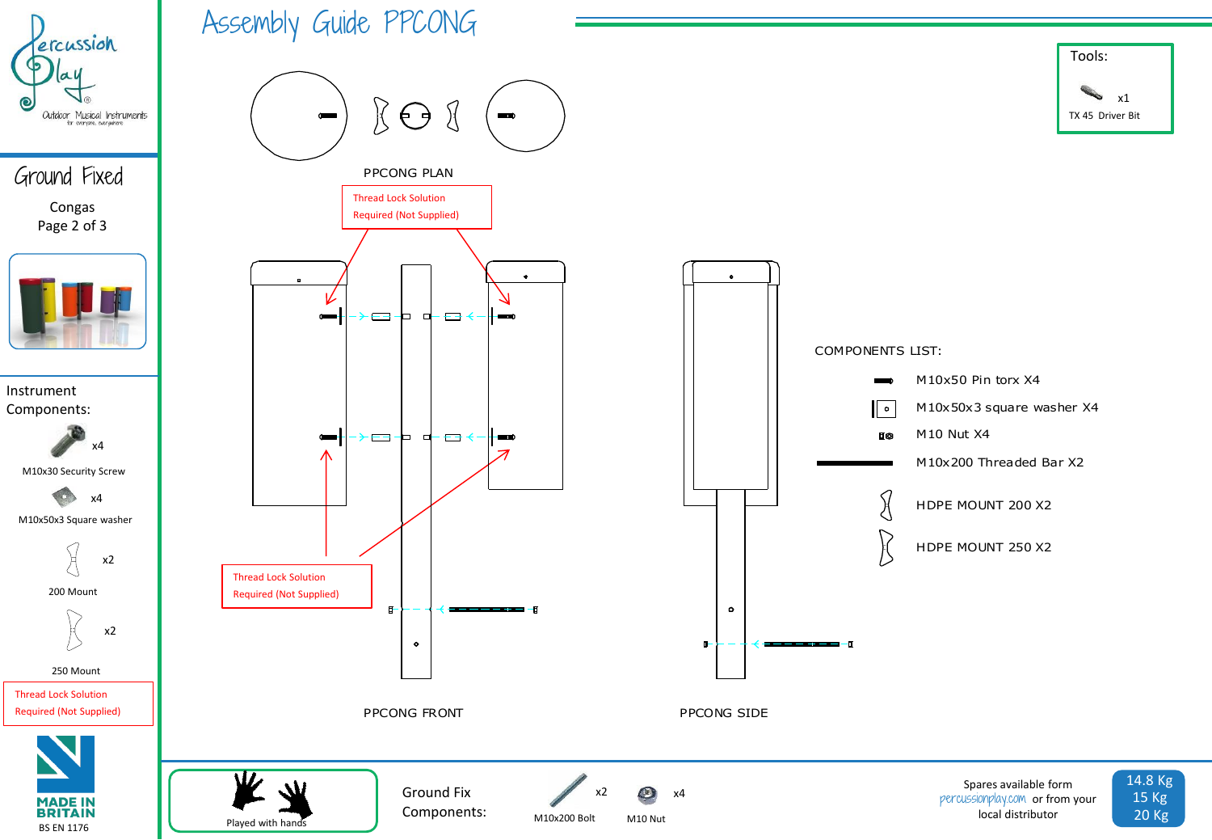# Assembly Guide PPCONG

Percussion Play® Outdoor Musical Instruments for everyone, everywhere

## Ground Fixed

Congas
Page 2 of 3

Instrument Components:

- M10x30 Security Screw x4
- M10x50x3 Square washer x4
- 200 Mount x2
- 250 Mount x2

Thread Lock Solution Required (Not Supplied)

MADE IN BRITAIN
BS EN 1176

Tools:

- TX 45 Driver Bit x1

PPCONG PLAN

Thread Lock Solution Required (Not Supplied)

Thread Lock Solution Required (Not Supplied)

PPCONG FRONT

PPCONG SIDE

COMPONENTS LIST:

- M10x50 Pin torx X4
- M10x50x3 square washer X4
- M10 Nut X4
- M10x200 Threaded Bar X2
- HDPE MOUNT 200 X2
- HDPE MOUNT 250 X2

Played with hands

Ground Fix Components:

- M10x200 Bolt x2
- M10 Nut x4

Spares available form percussionplay.com or from your local distributor

14.8 Kg
15 Kg
20 Kg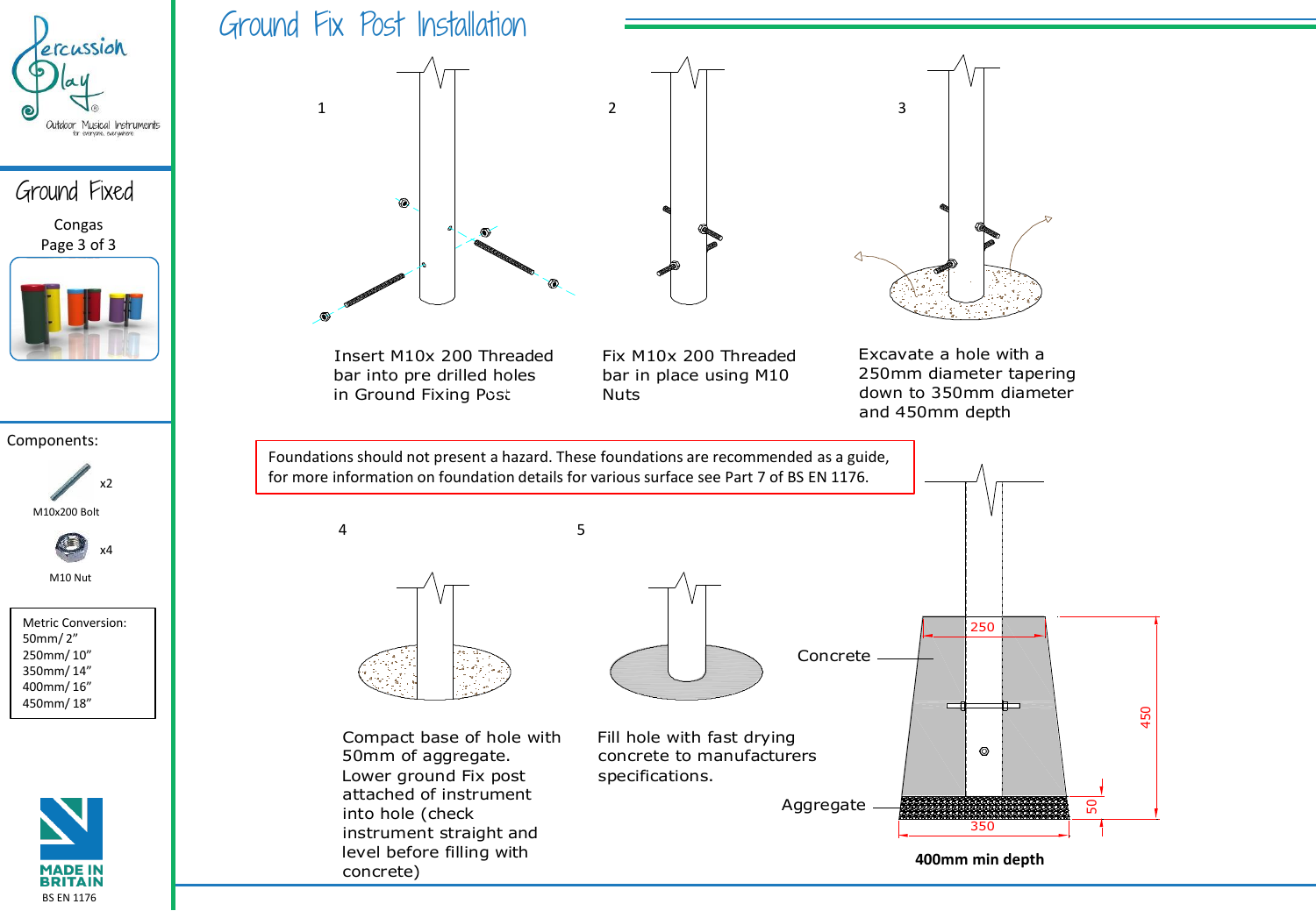# Ground Fix Post Installation

**Ground Fixed**

Congas

Page 3 of 3

Components:

- M10x200 Bolt x2
- M10 Nut x4

Metric Conversion:
50mm/ 2”
250mm/ 10”
350mm/ 14”
400mm/ 16”
450mm/ 18”

1. Insert M10x 200 Threaded bar into pre drilled holes in Ground Fixing Post

2. Fix M10x 200 Threaded bar in place using M10 Nuts

3. Excavate a hole with a 250mm diameter tapering down to 350mm diameter and 450mm depth

> Foundations should not present a hazard. These foundations are recommended as a guide, for more information on foundation details for various surface see Part 7 of BS EN 1176.

4. Compact base of hole with 50mm of aggregate. Lower ground Fix post attached of instrument into hole (check instrument straight and level before filling with concrete)

5. Fill hole with fast drying concrete to manufacturers specifications.

Concrete

Aggregate

250

350

450

50

**400mm min depth**

MADE IN BRITAIN

BS EN 1176